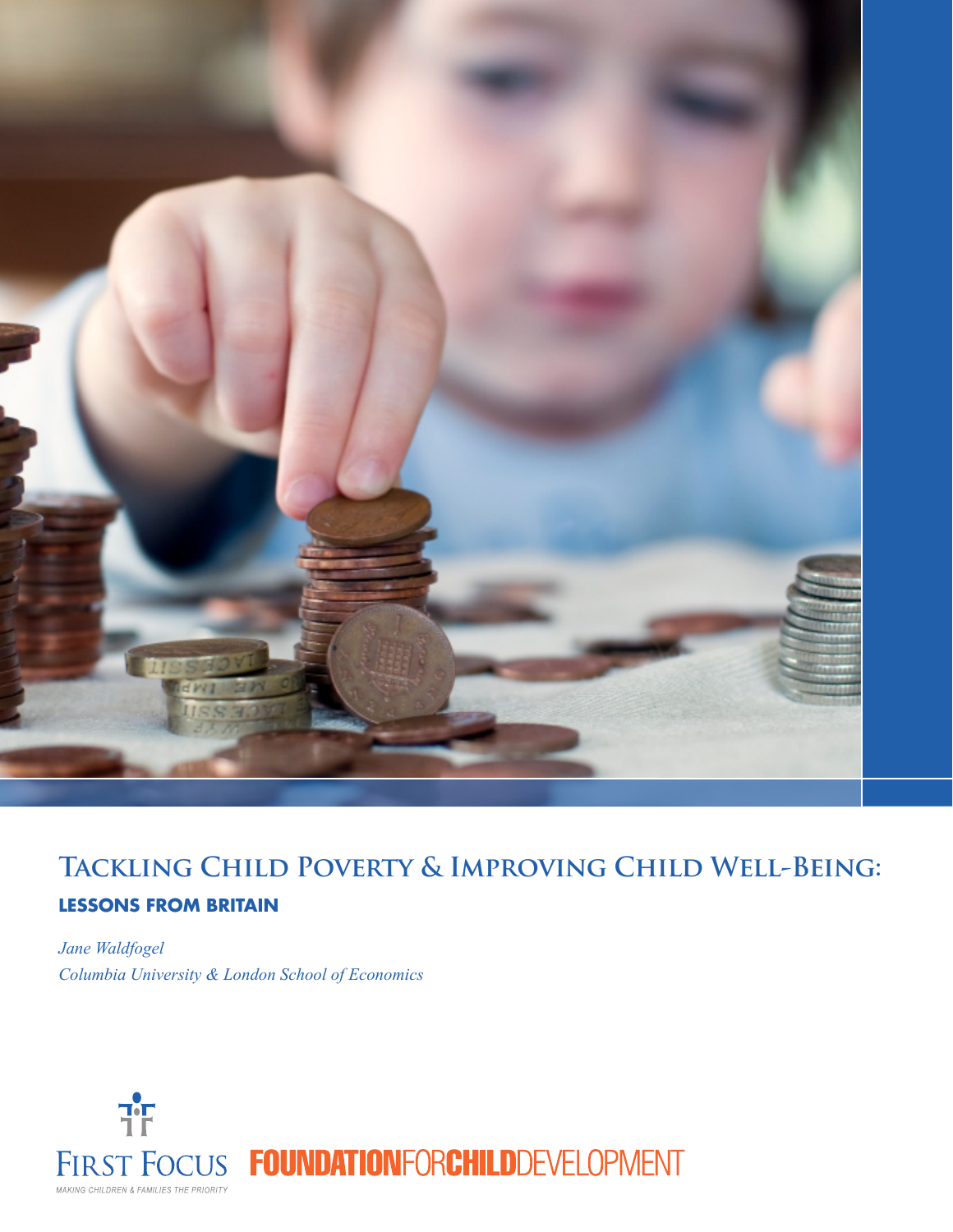# Tackling Child Poverty & Improving Child Well-Being:

## LESSONS FROM BRITAIN

*Jane Waldfogel*
*Columbia University & London School of Economics*

First Focus
MAKING CHILDREN & FAMILIES THE PRIORITY

FOUNDATIONFORCHILDDEVELOPMENT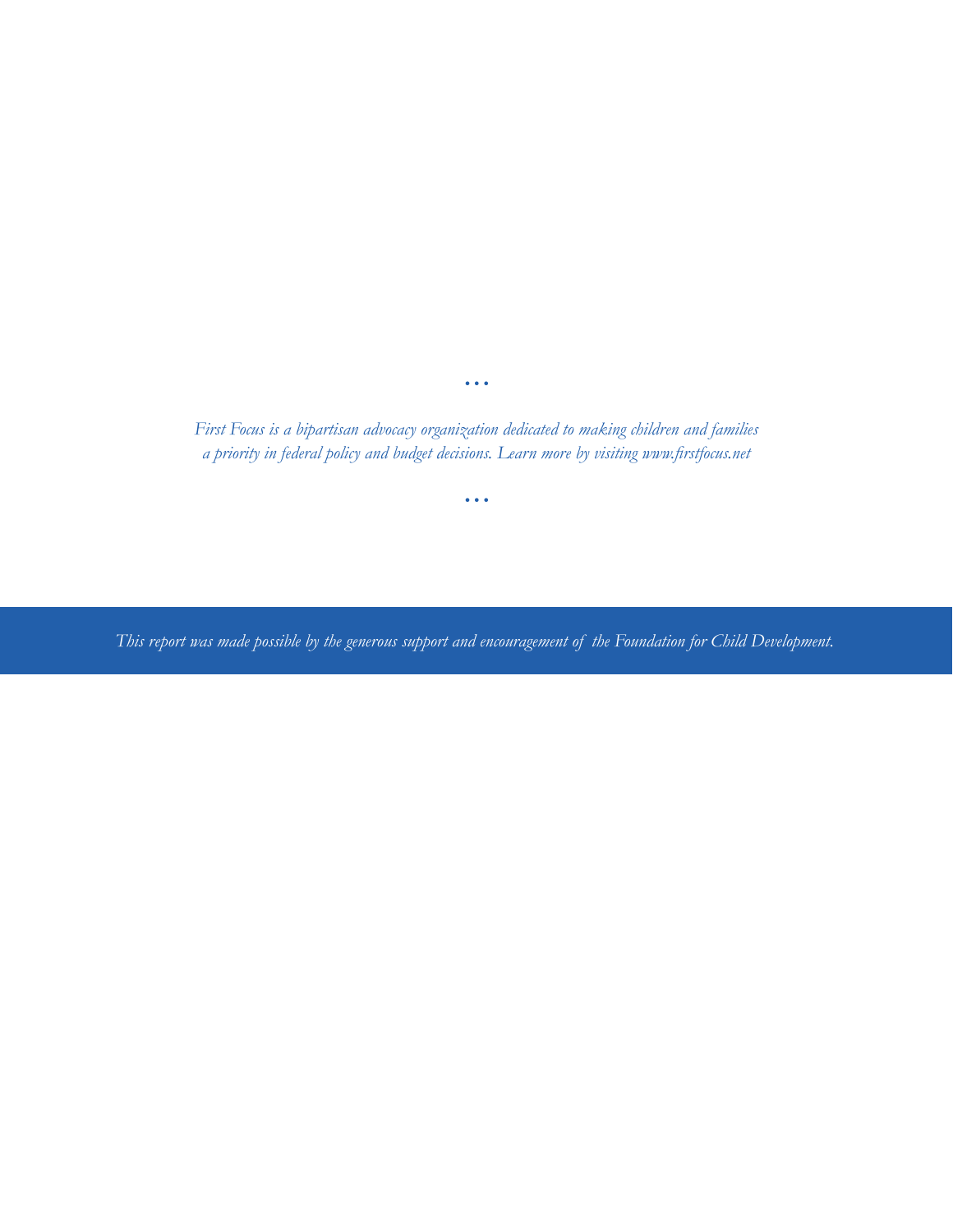• • •

*First Focus is a bipartisan advocacy organization dedicated to making children and families a priority in federal policy and budget decisions. Learn more by visiting www.firstfocus.net*

• • •

*This report was made possible by the generous support and encouragement of the Foundation for Child Development.*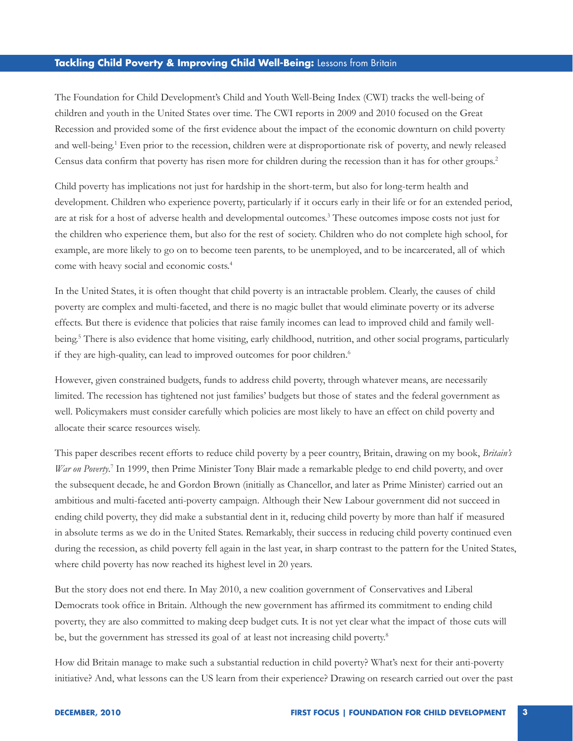The Foundation for Child Development's Child and Youth Well-Being Index (CWI) tracks the well-being of children and youth in the United States over time. The CWI reports in 2009 and 2010 focused on the Great Recession and provided some of the first evidence about the impact of the economic downturn on child poverty and well-being.[1] Even prior to the recession, children were at disproportionate risk of poverty, and newly released Census data confirm that poverty has risen more for children during the recession than it has for other groups.[2]

Child poverty has implications not just for hardship in the short-term, but also for long-term health and development. Children who experience poverty, particularly if it occurs early in their life or for an extended period, are at risk for a host of adverse health and developmental outcomes.[3] These outcomes impose costs not just for the children who experience them, but also for the rest of society. Children who do not complete high school, for example, are more likely to go on to become teen parents, to be unemployed, and to be incarcerated, all of which come with heavy social and economic costs.[4]

In the United States, it is often thought that child poverty is an intractable problem. Clearly, the causes of child poverty are complex and multi-faceted, and there is no magic bullet that would eliminate poverty or its adverse effects. But there is evidence that policies that raise family incomes can lead to improved child and family well-being.[5] There is also evidence that home visiting, early childhood, nutrition, and other social programs, particularly if they are high-quality, can lead to improved outcomes for poor children.[6]

However, given constrained budgets, funds to address child poverty, through whatever means, are necessarily limited. The recession has tightened not just families' budgets but those of states and the federal government as well. Policymakers must consider carefully which policies are most likely to have an effect on child poverty and allocate their scarce resources wisely.

This paper describes recent efforts to reduce child poverty by a peer country, Britain, drawing on my book, *Britain's War on Poverty*.[7] In 1999, then Prime Minister Tony Blair made a remarkable pledge to end child poverty, and over the subsequent decade, he and Gordon Brown (initially as Chancellor, and later as Prime Minister) carried out an ambitious and multi-faceted anti-poverty campaign. Although their New Labour government did not succeed in ending child poverty, they did make a substantial dent in it, reducing child poverty by more than half if measured in absolute terms as we do in the United States. Remarkably, their success in reducing child poverty continued even during the recession, as child poverty fell again in the last year, in sharp contrast to the pattern for the United States, where child poverty has now reached its highest level in 20 years.

But the story does not end there. In May 2010, a new coalition government of Conservatives and Liberal Democrats took office in Britain. Although the new government has affirmed its commitment to ending child poverty, they are also committed to making deep budget cuts. It is not yet clear what the impact of those cuts will be, but the government has stressed its goal of at least not increasing child poverty.[8]

How did Britain manage to make such a substantial reduction in child poverty? What's next for their anti-poverty initiative? And, what lessons can the US learn from their experience? Drawing on research carried out over the past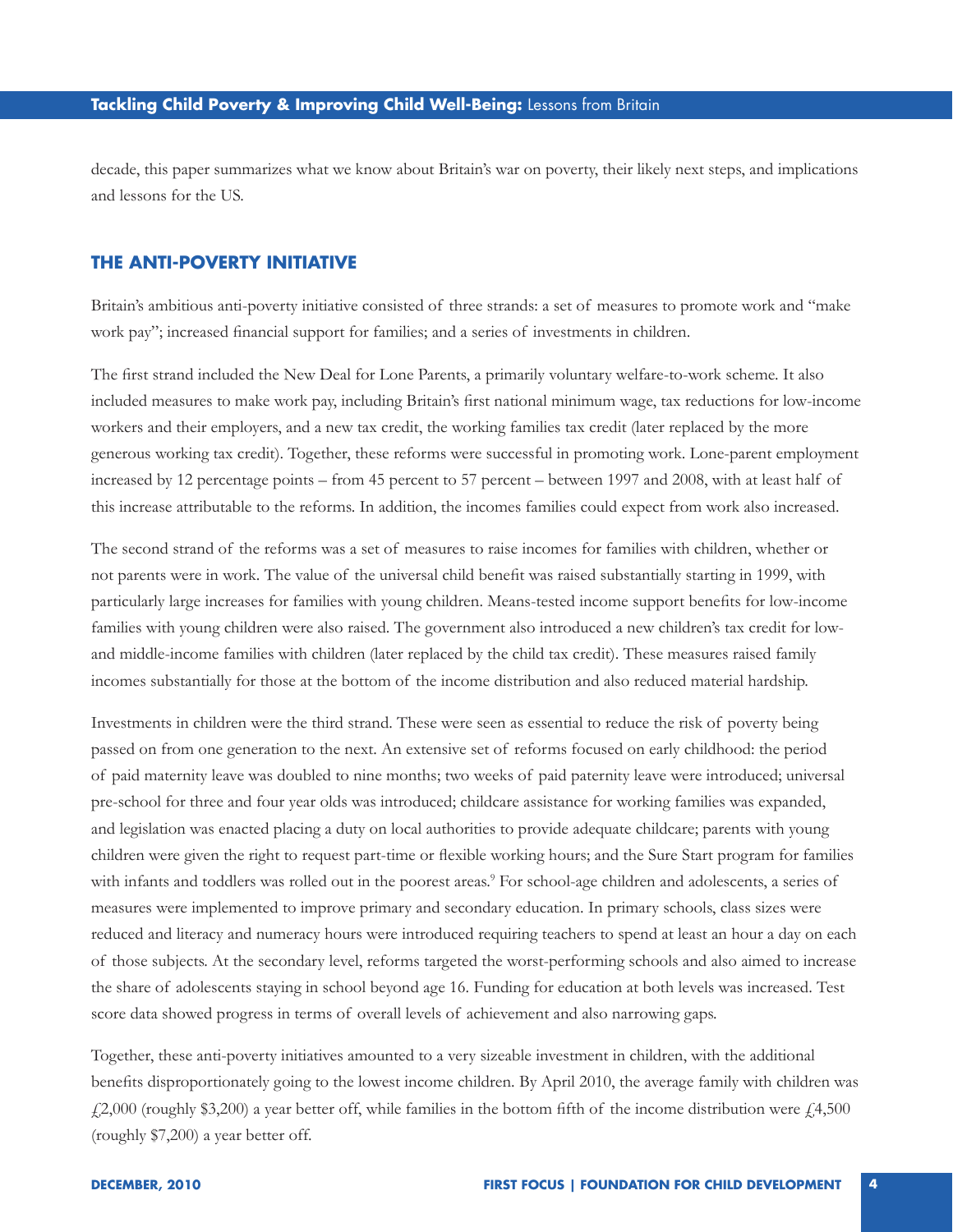decade, this paper summarizes what we know about Britain's war on poverty, their likely next steps, and implications and lessons for the US.

## THE ANTI-POVERTY INITIATIVE

Britain's ambitious anti-poverty initiative consisted of three strands: a set of measures to promote work and "make work pay"; increased financial support for families; and a series of investments in children.

The first strand included the New Deal for Lone Parents, a primarily voluntary welfare-to-work scheme. It also included measures to make work pay, including Britain's first national minimum wage, tax reductions for low-income workers and their employers, and a new tax credit, the working families tax credit (later replaced by the more generous working tax credit). Together, these reforms were successful in promoting work. Lone-parent employment increased by 12 percentage points – from 45 percent to 57 percent – between 1997 and 2008, with at least half of this increase attributable to the reforms. In addition, the incomes families could expect from work also increased.

The second strand of the reforms was a set of measures to raise incomes for families with children, whether or not parents were in work. The value of the universal child benefit was raised substantially starting in 1999, with particularly large increases for families with young children. Means-tested income support benefits for low-income families with young children were also raised. The government also introduced a new children's tax credit for low- and middle-income families with children (later replaced by the child tax credit). These measures raised family incomes substantially for those at the bottom of the income distribution and also reduced material hardship.

Investments in children were the third strand. These were seen as essential to reduce the risk of poverty being passed on from one generation to the next. An extensive set of reforms focused on early childhood: the period of paid maternity leave was doubled to nine months; two weeks of paid paternity leave were introduced; universal pre-school for three and four year olds was introduced; childcare assistance for working families was expanded, and legislation was enacted placing a duty on local authorities to provide adequate childcare; parents with young children were given the right to request part-time or flexible working hours; and the Sure Start program for families with infants and toddlers was rolled out in the poorest areas.[9] For school-age children and adolescents, a series of measures were implemented to improve primary and secondary education. In primary schools, class sizes were reduced and literacy and numeracy hours were introduced requiring teachers to spend at least an hour a day on each of those subjects. At the secondary level, reforms targeted the worst-performing schools and also aimed to increase the share of adolescents staying in school beyond age 16. Funding for education at both levels was increased. Test score data showed progress in terms of overall levels of achievement and also narrowing gaps.

Together, these anti-poverty initiatives amounted to a very sizeable investment in children, with the additional benefits disproportionately going to the lowest income children. By April 2010, the average family with children was £2,000 (roughly $3,200) a year better off, while families in the bottom fifth of the income distribution were £4,500 (roughly $7,200) a year better off.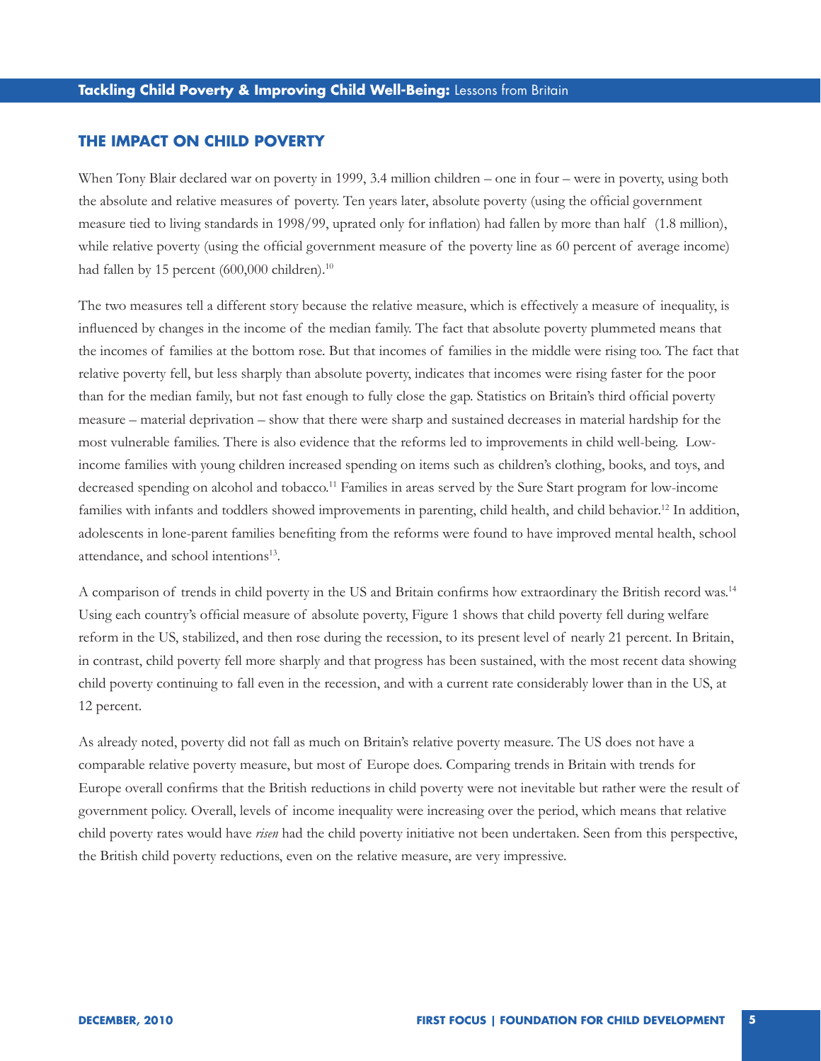## THE IMPACT ON CHILD POVERTY

When Tony Blair declared war on poverty in 1999, 3.4 million children – one in four – were in poverty, using both the absolute and relative measures of poverty. Ten years later, absolute poverty (using the official government measure tied to living standards in 1998/99, uprated only for inflation) had fallen by more than half (1.8 million), while relative poverty (using the official government measure of the poverty line as 60 percent of average income) had fallen by 15 percent (600,000 children).[10]

The two measures tell a different story because the relative measure, which is effectively a measure of inequality, is influenced by changes in the income of the median family. The fact that absolute poverty plummeted means that the incomes of families at the bottom rose. But that incomes of families in the middle were rising too. The fact that relative poverty fell, but less sharply than absolute poverty, indicates that incomes were rising faster for the poor than for the median family, but not fast enough to fully close the gap. Statistics on Britain's third official poverty measure – material deprivation – show that there were sharp and sustained decreases in material hardship for the most vulnerable families. There is also evidence that the reforms led to improvements in child well-being. Low-income families with young children increased spending on items such as children's clothing, books, and toys, and decreased spending on alcohol and tobacco.[11] Families in areas served by the Sure Start program for low-income families with infants and toddlers showed improvements in parenting, child health, and child behavior.[12] In addition, adolescents in lone-parent families benefiting from the reforms were found to have improved mental health, school attendance, and school intentions[13].

A comparison of trends in child poverty in the US and Britain confirms how extraordinary the British record was.[14] Using each country's official measure of absolute poverty, Figure 1 shows that child poverty fell during welfare reform in the US, stabilized, and then rose during the recession, to its present level of nearly 21 percent. In Britain, in contrast, child poverty fell more sharply and that progress has been sustained, with the most recent data showing child poverty continuing to fall even in the recession, and with a current rate considerably lower than in the US, at 12 percent.

As already noted, poverty did not fall as much on Britain's relative poverty measure. The US does not have a comparable relative poverty measure, but most of Europe does. Comparing trends in Britain with trends for Europe overall confirms that the British reductions in child poverty were not inevitable but rather were the result of government policy. Overall, levels of income inequality were increasing over the period, which means that relative child poverty rates would have *risen* had the child poverty initiative not been undertaken. Seen from this perspective, the British child poverty reductions, even on the relative measure, are very impressive.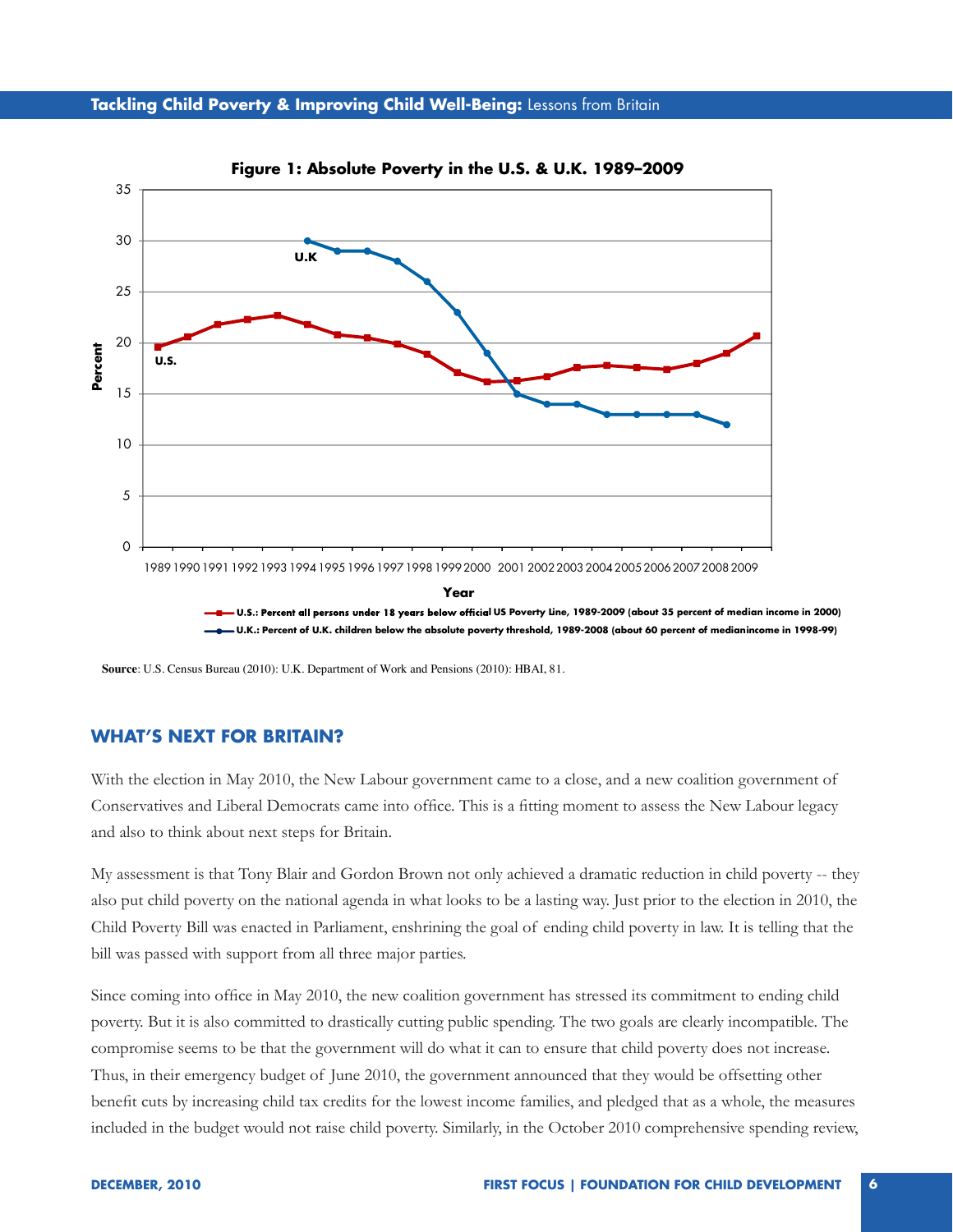**Figure 1: Absolute Poverty in the U.S. & U.K. 1989–2009**

35
30
25
20
15
10
5
0

Percent

U.K

U.S.

1989 1990 1991 1992 1993 1994 1995 1996 1997 1998 1999 2000 2001 2002 2003 2004 2005 2006 2007 2008 2009

Year

U.S.: Percent all persons under 18 years below official US Poverty Line, 1989-2009 (about 35 percent of median income in 2000)

U.K.: Percent of U.K. children below the absolute poverty threshold, 1989-2008 (about 60 percent of medianincome in 1998-99)

**Source**: U.S. Census Bureau (2010): U.K. Department of Work and Pensions (2010): HBAI, 81.

## WHAT'S NEXT FOR BRITAIN?

With the election in May 2010, the New Labour government came to a close, and a new coalition government of Conservatives and Liberal Democrats came into office. This is a fitting moment to assess the New Labour legacy and also to think about next steps for Britain.

My assessment is that Tony Blair and Gordon Brown not only achieved a dramatic reduction in child poverty -- they also put child poverty on the national agenda in what looks to be a lasting way. Just prior to the election in 2010, the Child Poverty Bill was enacted in Parliament, enshrining the goal of ending child poverty in law. It is telling that the bill was passed with support from all three major parties.

Since coming into office in May 2010, the new coalition government has stressed its commitment to ending child poverty. But it is also committed to drastically cutting public spending. The two goals are clearly incompatible. The compromise seems to be that the government will do what it can to ensure that child poverty does not increase. Thus, in their emergency budget of June 2010, the government announced that they would be offsetting other benefit cuts by increasing child tax credits for the lowest income families, and pledged that as a whole, the measures included in the budget would not raise child poverty. Similarly, in the October 2010 comprehensive spending review,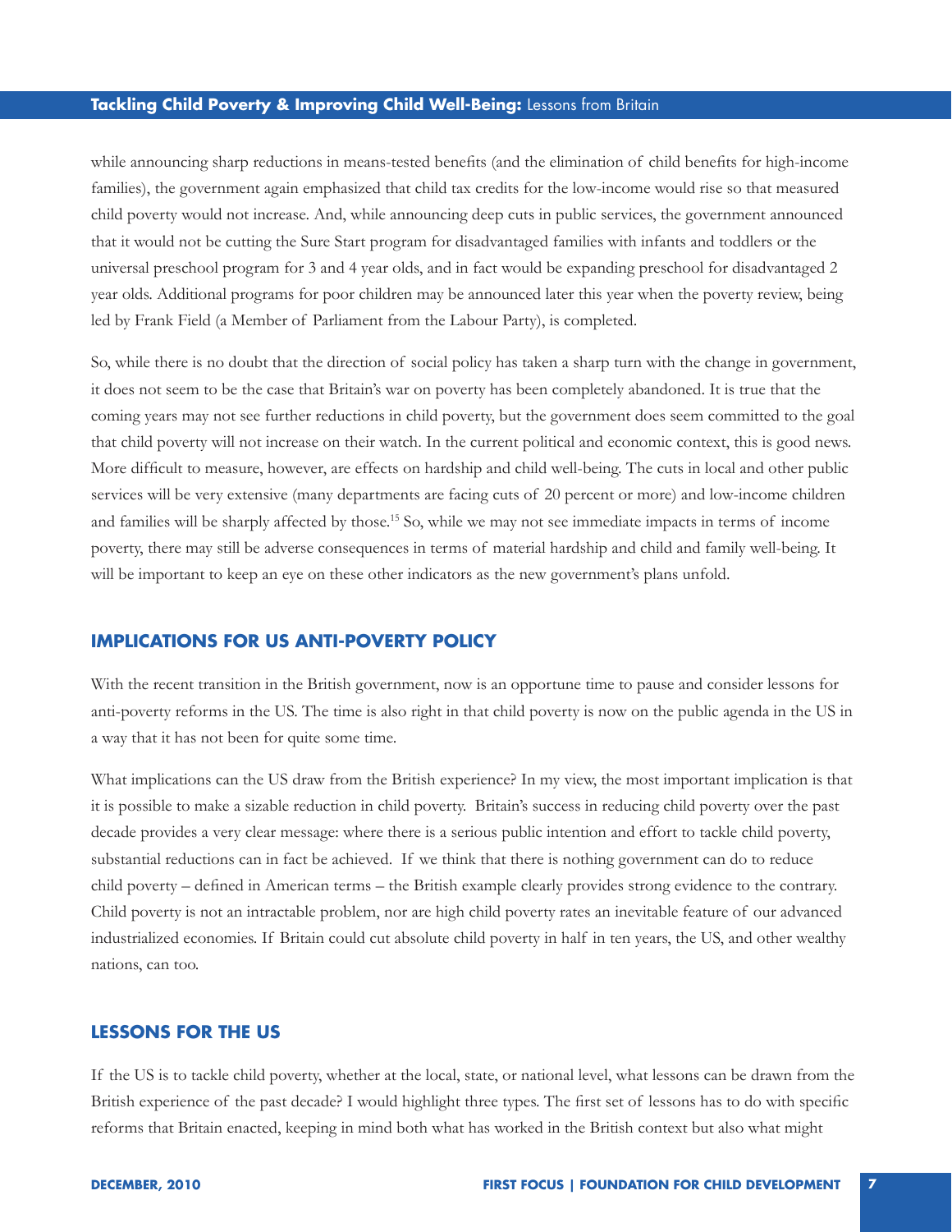while announcing sharp reductions in means-tested benefits (and the elimination of child benefits for high-income families), the government again emphasized that child tax credits for the low-income would rise so that measured child poverty would not increase. And, while announcing deep cuts in public services, the government announced that it would not be cutting the Sure Start program for disadvantaged families with infants and toddlers or the universal preschool program for 3 and 4 year olds, and in fact would be expanding preschool for disadvantaged 2 year olds. Additional programs for poor children may be announced later this year when the poverty review, being led by Frank Field (a Member of Parliament from the Labour Party), is completed.

So, while there is no doubt that the direction of social policy has taken a sharp turn with the change in government, it does not seem to be the case that Britain's war on poverty has been completely abandoned. It is true that the coming years may not see further reductions in child poverty, but the government does seem committed to the goal that child poverty will not increase on their watch. In the current political and economic context, this is good news. More difficult to measure, however, are effects on hardship and child well-being. The cuts in local and other public services will be very extensive (many departments are facing cuts of 20 percent or more) and low-income children and families will be sharply affected by those.[15] So, while we may not see immediate impacts in terms of income poverty, there may still be adverse consequences in terms of material hardship and child and family well-being. It will be important to keep an eye on these other indicators as the new government's plans unfold.

## IMPLICATIONS FOR US ANTI-POVERTY POLICY

With the recent transition in the British government, now is an opportune time to pause and consider lessons for anti-poverty reforms in the US. The time is also right in that child poverty is now on the public agenda in the US in a way that it has not been for quite some time.

What implications can the US draw from the British experience? In my view, the most important implication is that it is possible to make a sizable reduction in child poverty. Britain's success in reducing child poverty over the past decade provides a very clear message: where there is a serious public intention and effort to tackle child poverty, substantial reductions can in fact be achieved. If we think that there is nothing government can do to reduce child poverty – defined in American terms – the British example clearly provides strong evidence to the contrary. Child poverty is not an intractable problem, nor are high child poverty rates an inevitable feature of our advanced industrialized economies. If Britain could cut absolute child poverty in half in ten years, the US, and other wealthy nations, can too.

## LESSONS FOR THE US

If the US is to tackle child poverty, whether at the local, state, or national level, what lessons can be drawn from the British experience of the past decade? I would highlight three types. The first set of lessons has to do with specific reforms that Britain enacted, keeping in mind both what has worked in the British context but also what might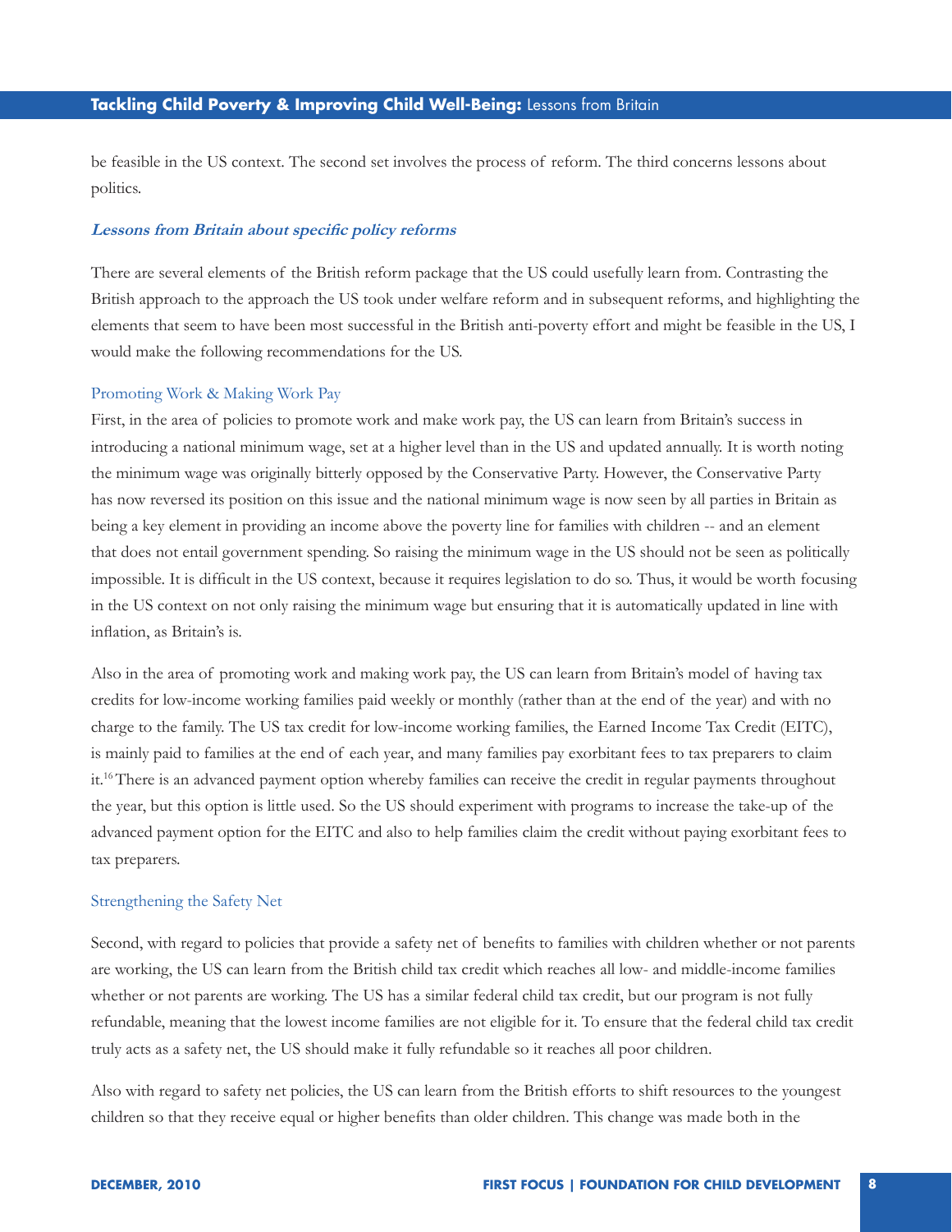be feasible in the US context. The second set involves the process of reform. The third concerns lessons about politics.

### ***Lessons from Britain about specific policy reforms***

There are several elements of the British reform package that the US could usefully learn from. Contrasting the British approach to the approach the US took under welfare reform and in subsequent reforms, and highlighting the elements that seem to have been most successful in the British anti-poverty effort and might be feasible in the US, I would make the following recommendations for the US.

#### Promoting Work & Making Work Pay

First, in the area of policies to promote work and make work pay, the US can learn from Britain's success in introducing a national minimum wage, set at a higher level than in the US and updated annually. It is worth noting the minimum wage was originally bitterly opposed by the Conservative Party. However, the Conservative Party has now reversed its position on this issue and the national minimum wage is now seen by all parties in Britain as being a key element in providing an income above the poverty line for families with children -- and an element that does not entail government spending. So raising the minimum wage in the US should not be seen as politically impossible. It is difficult in the US context, because it requires legislation to do so. Thus, it would be worth focusing in the US context on not only raising the minimum wage but ensuring that it is automatically updated in line with inflation, as Britain's is.

Also in the area of promoting work and making work pay, the US can learn from Britain's model of having tax credits for low-income working families paid weekly or monthly (rather than at the end of the year) and with no charge to the family. The US tax credit for low-income working families, the Earned Income Tax Credit (EITC), is mainly paid to families at the end of each year, and many families pay exorbitant fees to tax preparers to claim it.[16] There is an advanced payment option whereby families can receive the credit in regular payments throughout the year, but this option is little used. So the US should experiment with programs to increase the take-up of the advanced payment option for the EITC and also to help families claim the credit without paying exorbitant fees to tax preparers.

#### Strengthening the Safety Net

Second, with regard to policies that provide a safety net of benefits to families with children whether or not parents are working, the US can learn from the British child tax credit which reaches all low- and middle-income families whether or not parents are working. The US has a similar federal child tax credit, but our program is not fully refundable, meaning that the lowest income families are not eligible for it. To ensure that the federal child tax credit truly acts as a safety net, the US should make it fully refundable so it reaches all poor children.

Also with regard to safety net policies, the US can learn from the British efforts to shift resources to the youngest children so that they receive equal or higher benefits than older children. This change was made both in the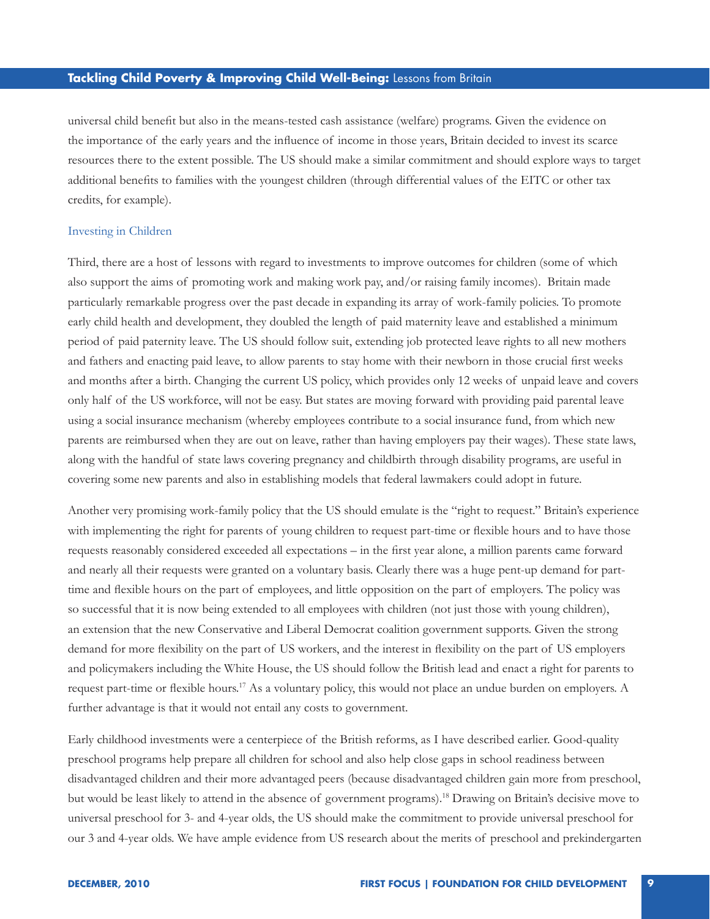universal child benefit but also in the means-tested cash assistance (welfare) programs. Given the evidence on the importance of the early years and the influence of income in those years, Britain decided to invest its scarce resources there to the extent possible. The US should make a similar commitment and should explore ways to target additional benefits to families with the youngest children (through differential values of the EITC or other tax credits, for example).

### Investing in Children

Third, there are a host of lessons with regard to investments to improve outcomes for children (some of which also support the aims of promoting work and making work pay, and/or raising family incomes). Britain made particularly remarkable progress over the past decade in expanding its array of work-family policies. To promote early child health and development, they doubled the length of paid maternity leave and established a minimum period of paid paternity leave. The US should follow suit, extending job protected leave rights to all new mothers and fathers and enacting paid leave, to allow parents to stay home with their newborn in those crucial first weeks and months after a birth. Changing the current US policy, which provides only 12 weeks of unpaid leave and covers only half of the US workforce, will not be easy. But states are moving forward with providing paid parental leave using a social insurance mechanism (whereby employees contribute to a social insurance fund, from which new parents are reimbursed when they are out on leave, rather than having employers pay their wages). These state laws, along with the handful of state laws covering pregnancy and childbirth through disability programs, are useful in covering some new parents and also in establishing models that federal lawmakers could adopt in future.

Another very promising work-family policy that the US should emulate is the "right to request." Britain's experience with implementing the right for parents of young children to request part-time or flexible hours and to have those requests reasonably considered exceeded all expectations – in the first year alone, a million parents came forward and nearly all their requests were granted on a voluntary basis. Clearly there was a huge pent-up demand for part-time and flexible hours on the part of employees, and little opposition on the part of employers. The policy was so successful that it is now being extended to all employees with children (not just those with young children), an extension that the new Conservative and Liberal Democrat coalition government supports. Given the strong demand for more flexibility on the part of US workers, and the interest in flexibility on the part of US employers and policymakers including the White House, the US should follow the British lead and enact a right for parents to request part-time or flexible hours.[17] As a voluntary policy, this would not place an undue burden on employers. A further advantage is that it would not entail any costs to government.

Early childhood investments were a centerpiece of the British reforms, as I have described earlier. Good-quality preschool programs help prepare all children for school and also help close gaps in school readiness between disadvantaged children and their more advantaged peers (because disadvantaged children gain more from preschool, but would be least likely to attend in the absence of government programs).[18] Drawing on Britain's decisive move to universal preschool for 3- and 4-year olds, the US should make the commitment to provide universal preschool for our 3 and 4-year olds. We have ample evidence from US research about the merits of preschool and prekindergarten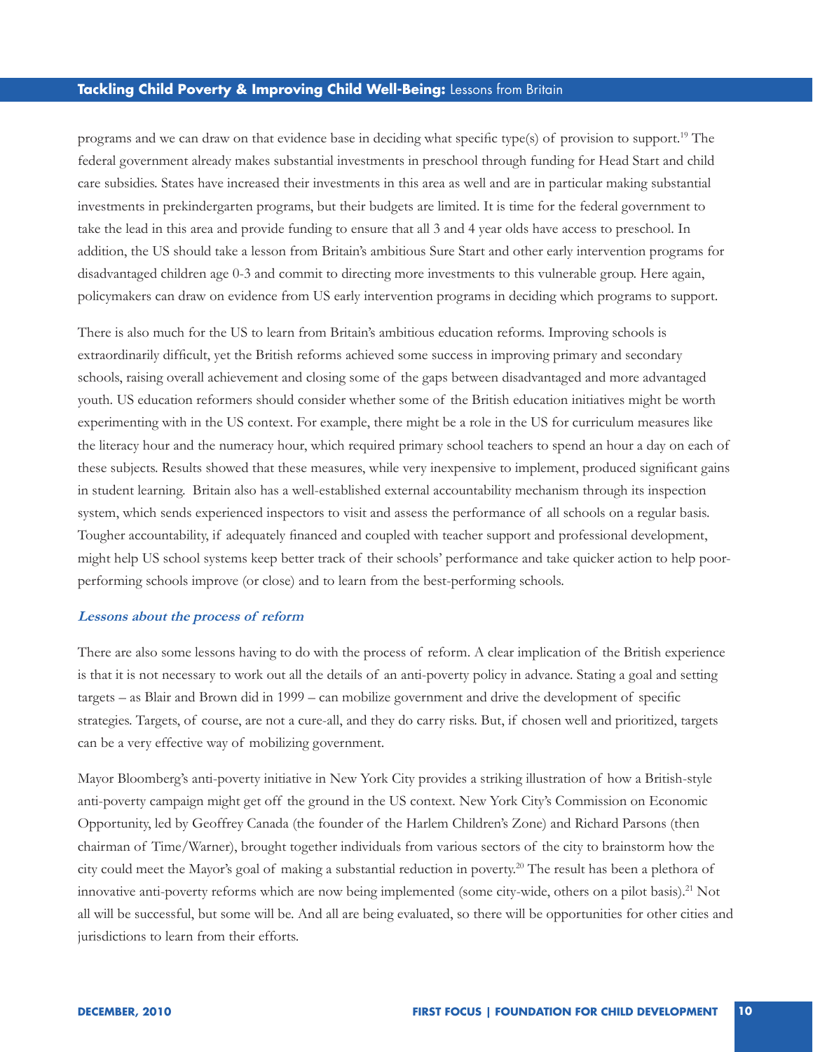programs and we can draw on that evidence base in deciding what specific type(s) of provision to support.[19] The federal government already makes substantial investments in preschool through funding for Head Start and child care subsidies. States have increased their investments in this area as well and are in particular making substantial investments in prekindergarten programs, but their budgets are limited. It is time for the federal government to take the lead in this area and provide funding to ensure that all 3 and 4 year olds have access to preschool. In addition, the US should take a lesson from Britain's ambitious Sure Start and other early intervention programs for disadvantaged children age 0-3 and commit to directing more investments to this vulnerable group. Here again, policymakers can draw on evidence from US early intervention programs in deciding which programs to support.

There is also much for the US to learn from Britain's ambitious education reforms. Improving schools is extraordinarily difficult, yet the British reforms achieved some success in improving primary and secondary schools, raising overall achievement and closing some of the gaps between disadvantaged and more advantaged youth. US education reformers should consider whether some of the British education initiatives might be worth experimenting with in the US context. For example, there might be a role in the US for curriculum measures like the literacy hour and the numeracy hour, which required primary school teachers to spend an hour a day on each of these subjects. Results showed that these measures, while very inexpensive to implement, produced significant gains in student learning. Britain also has a well-established external accountability mechanism through its inspection system, which sends experienced inspectors to visit and assess the performance of all schools on a regular basis. Tougher accountability, if adequately financed and coupled with teacher support and professional development, might help US school systems keep better track of their schools' performance and take quicker action to help poor-performing schools improve (or close) and to learn from the best-performing schools.

### *Lessons about the process of reform*

There are also some lessons having to do with the process of reform. A clear implication of the British experience is that it is not necessary to work out all the details of an anti-poverty policy in advance. Stating a goal and setting targets – as Blair and Brown did in 1999 – can mobilize government and drive the development of specific strategies. Targets, of course, are not a cure-all, and they do carry risks. But, if chosen well and prioritized, targets can be a very effective way of mobilizing government.

Mayor Bloomberg's anti-poverty initiative in New York City provides a striking illustration of how a British-style anti-poverty campaign might get off the ground in the US context. New York City's Commission on Economic Opportunity, led by Geoffrey Canada (the founder of the Harlem Children's Zone) and Richard Parsons (then chairman of Time/Warner), brought together individuals from various sectors of the city to brainstorm how the city could meet the Mayor's goal of making a substantial reduction in poverty.[20] The result has been a plethora of innovative anti-poverty reforms which are now being implemented (some city-wide, others on a pilot basis).[21] Not all will be successful, but some will be. And all are being evaluated, so there will be opportunities for other cities and jurisdictions to learn from their efforts.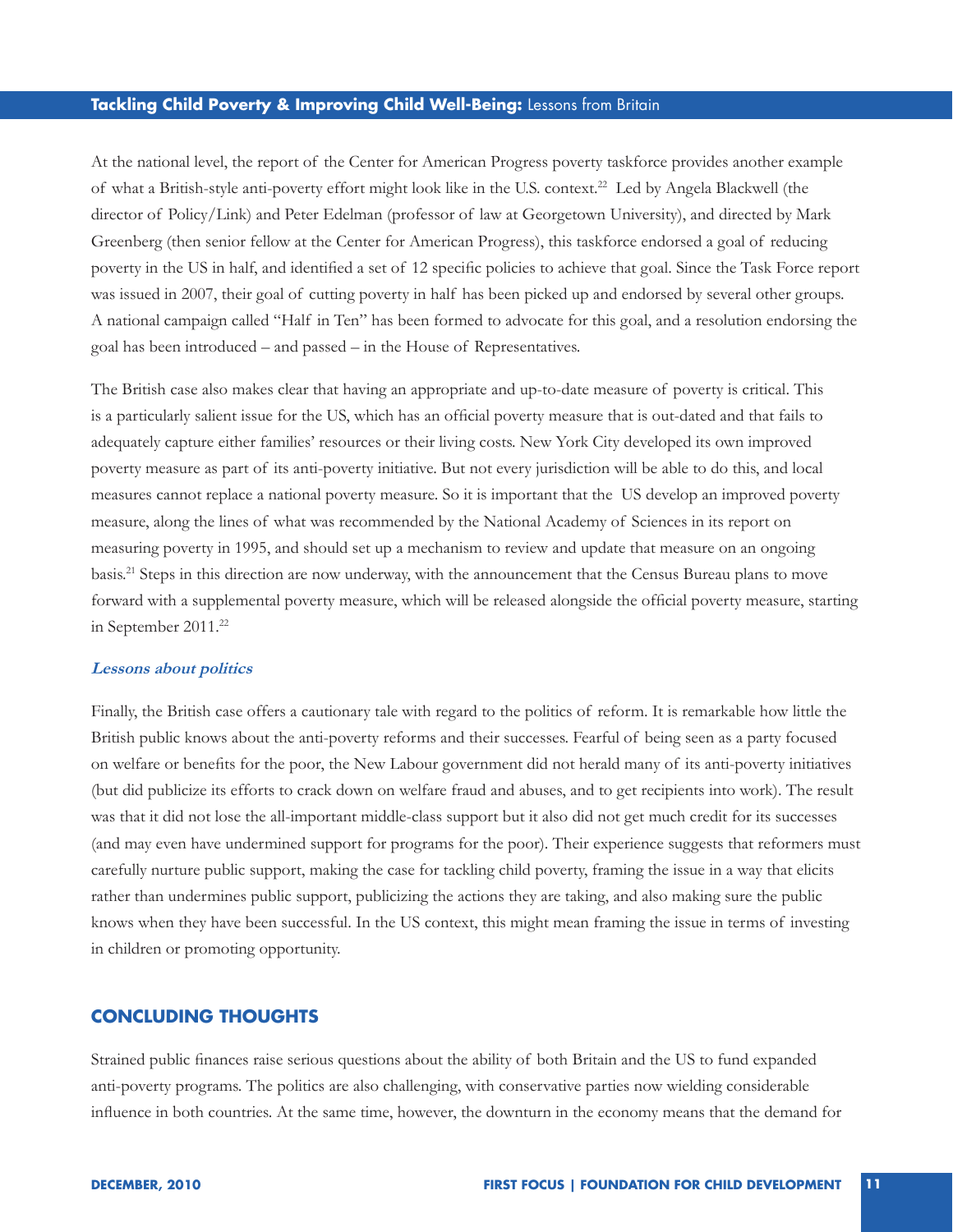At the national level, the report of the Center for American Progress poverty taskforce provides another example of what a British-style anti-poverty effort might look like in the U.S. context.[22] Led by Angela Blackwell (the director of Policy/Link) and Peter Edelman (professor of law at Georgetown University), and directed by Mark Greenberg (then senior fellow at the Center for American Progress), this taskforce endorsed a goal of reducing poverty in the US in half, and identified a set of 12 specific policies to achieve that goal. Since the Task Force report was issued in 2007, their goal of cutting poverty in half has been picked up and endorsed by several other groups. A national campaign called "Half in Ten" has been formed to advocate for this goal, and a resolution endorsing the goal has been introduced – and passed – in the House of Representatives.

The British case also makes clear that having an appropriate and up-to-date measure of poverty is critical. This is a particularly salient issue for the US, which has an official poverty measure that is out-dated and that fails to adequately capture either families' resources or their living costs. New York City developed its own improved poverty measure as part of its anti-poverty initiative. But not every jurisdiction will be able to do this, and local measures cannot replace a national poverty measure. So it is important that the US develop an improved poverty measure, along the lines of what was recommended by the National Academy of Sciences in its report on measuring poverty in 1995, and should set up a mechanism to review and update that measure on an ongoing basis.[21] Steps in this direction are now underway, with the announcement that the Census Bureau plans to move forward with a supplemental poverty measure, which will be released alongside the official poverty measure, starting in September 2011.[22]

### *Lessons about politics*

Finally, the British case offers a cautionary tale with regard to the politics of reform. It is remarkable how little the British public knows about the anti-poverty reforms and their successes. Fearful of being seen as a party focused on welfare or benefits for the poor, the New Labour government did not herald many of its anti-poverty initiatives (but did publicize its efforts to crack down on welfare fraud and abuses, and to get recipients into work). The result was that it did not lose the all-important middle-class support but it also did not get much credit for its successes (and may even have undermined support for programs for the poor). Their experience suggests that reformers must carefully nurture public support, making the case for tackling child poverty, framing the issue in a way that elicits rather than undermines public support, publicizing the actions they are taking, and also making sure the public knows when they have been successful. In the US context, this might mean framing the issue in terms of investing in children or promoting opportunity.

## CONCLUDING THOUGHTS

Strained public finances raise serious questions about the ability of both Britain and the US to fund expanded anti-poverty programs. The politics are also challenging, with conservative parties now wielding considerable influence in both countries. At the same time, however, the downturn in the economy means that the demand for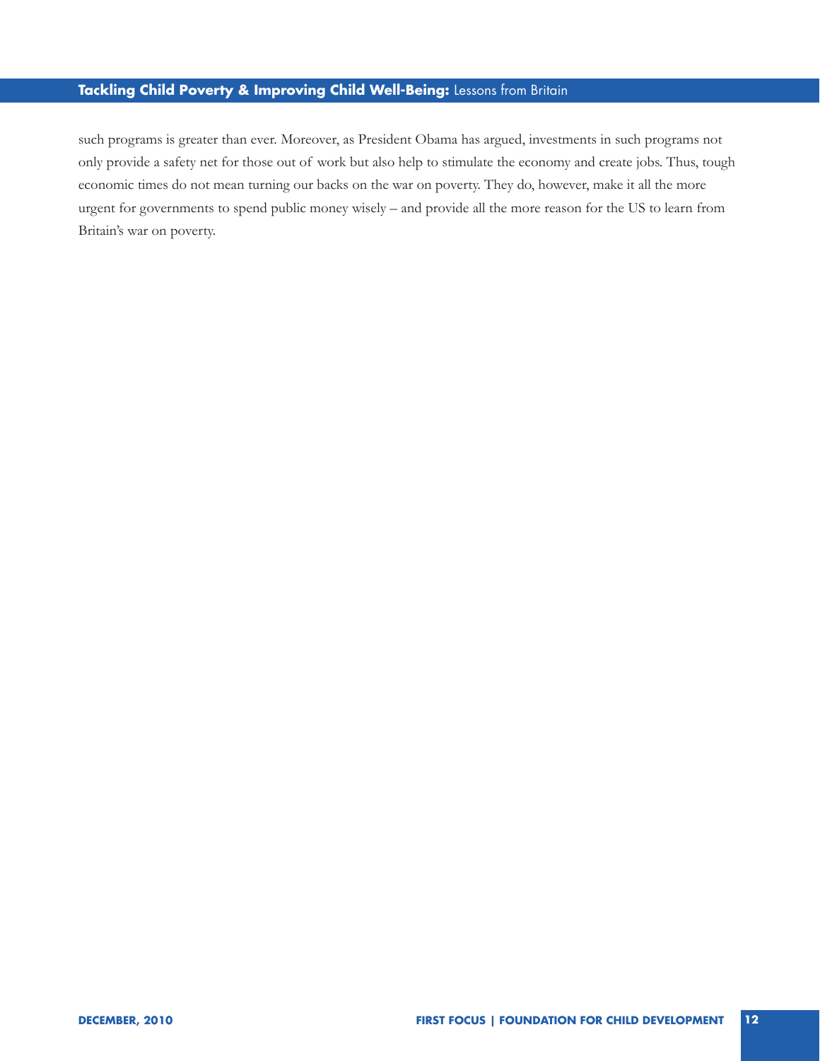such programs is greater than ever. Moreover, as President Obama has argued, investments in such programs not only provide a safety net for those out of work but also help to stimulate the economy and create jobs. Thus, tough economic times do not mean turning our backs on the war on poverty. They do, however, make it all the more urgent for governments to spend public money wisely – and provide all the more reason for the US to learn from Britain's war on poverty.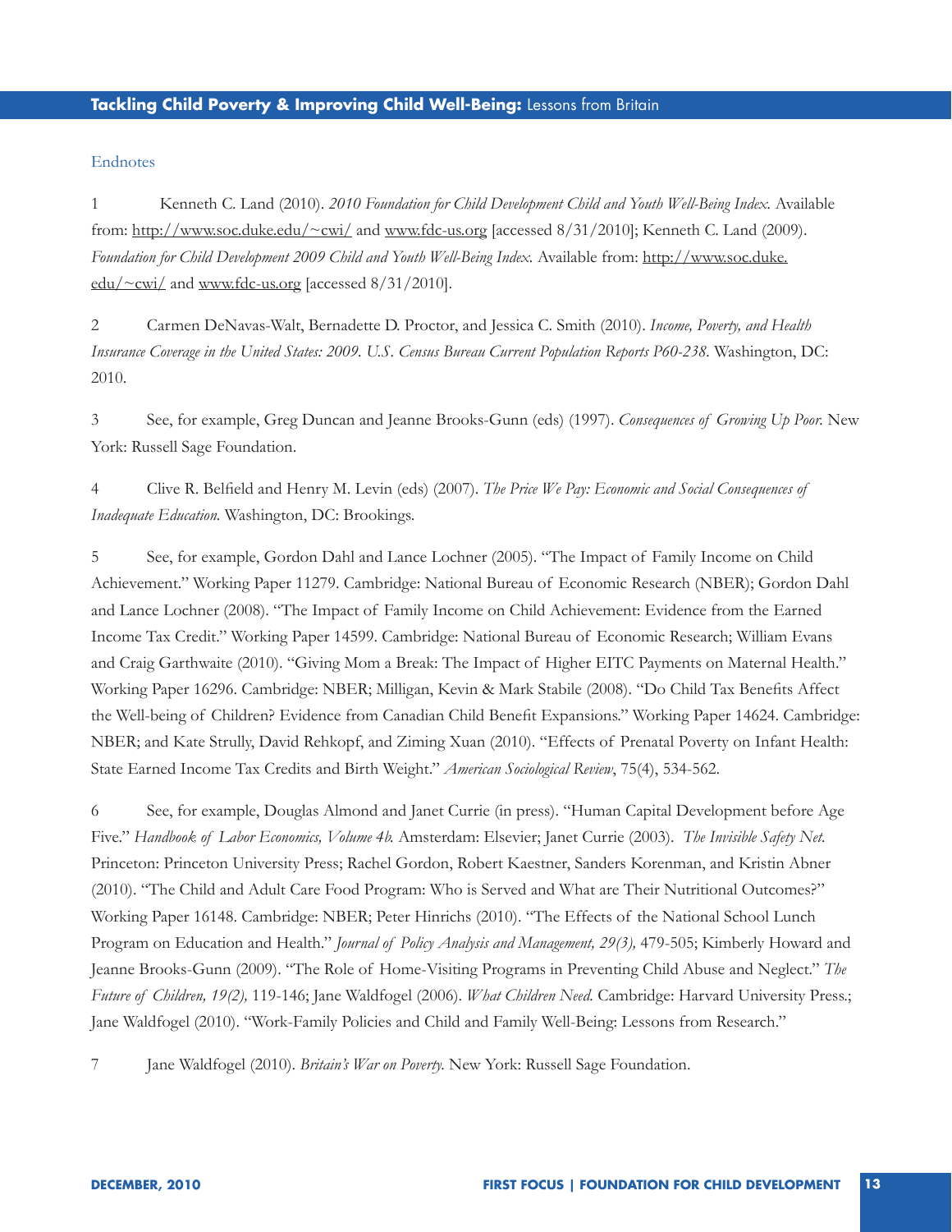## Endnotes

1 Kenneth C. Land (2010). *2010 Foundation for Child Development Child and Youth Well-Being Index.* Available from: http://www.soc.duke.edu/~cwi/ and www.fdc-us.org [accessed 8/31/2010]; Kenneth C. Land (2009). *Foundation for Child Development 2009 Child and Youth Well-Being Index.* Available from: http://www.soc.duke.edu/~cwi/ and www.fdc-us.org [accessed 8/31/2010].

2 Carmen DeNavas-Walt, Bernadette D. Proctor, and Jessica C. Smith (2010). *Income, Poverty, and Health Insurance Coverage in the United States: 2009. U.S. Census Bureau Current Population Reports P60-238.* Washington, DC: 2010.

3 See, for example, Greg Duncan and Jeanne Brooks-Gunn (eds) (1997). *Consequences of Growing Up Poor.* New York: Russell Sage Foundation.

4 Clive R. Belfield and Henry M. Levin (eds) (2007). *The Price We Pay: Economic and Social Consequences of Inadequate Education.* Washington, DC: Brookings.

5 See, for example, Gordon Dahl and Lance Lochner (2005). "The Impact of Family Income on Child Achievement." Working Paper 11279. Cambridge: National Bureau of Economic Research (NBER); Gordon Dahl and Lance Lochner (2008). "The Impact of Family Income on Child Achievement: Evidence from the Earned Income Tax Credit." Working Paper 14599. Cambridge: National Bureau of Economic Research; William Evans and Craig Garthwaite (2010). "Giving Mom a Break: The Impact of Higher EITC Payments on Maternal Health." Working Paper 16296. Cambridge: NBER; Milligan, Kevin & Mark Stabile (2008). "Do Child Tax Benefits Affect the Well-being of Children? Evidence from Canadian Child Benefit Expansions." Working Paper 14624. Cambridge: NBER; and Kate Strully, David Rehkopf, and Ziming Xuan (2010). "Effects of Prenatal Poverty on Infant Health: State Earned Income Tax Credits and Birth Weight." *American Sociological Review*, 75(4), 534-562.

6 See, for example, Douglas Almond and Janet Currie (in press). "Human Capital Development before Age Five." *Handbook of Labor Economics, Volume 4b.* Amsterdam: Elsevier; Janet Currie (2003). *The Invisible Safety Net.* Princeton: Princeton University Press; Rachel Gordon, Robert Kaestner, Sanders Korenman, and Kristin Abner (2010). "The Child and Adult Care Food Program: Who is Served and What are Their Nutritional Outcomes?" Working Paper 16148. Cambridge: NBER; Peter Hinrichs (2010). "The Effects of the National School Lunch Program on Education and Health." *Journal of Policy Analysis and Management, 29(3),* 479-505; Kimberly Howard and Jeanne Brooks-Gunn (2009). "The Role of Home-Visiting Programs in Preventing Child Abuse and Neglect." *The Future of Children, 19(2),* 119-146; Jane Waldfogel (2006). *What Children Need.* Cambridge: Harvard University Press.; Jane Waldfogel (2010). "Work-Family Policies and Child and Family Well-Being: Lessons from Research."

7 Jane Waldfogel (2010). *Britain's War on Poverty.* New York: Russell Sage Foundation.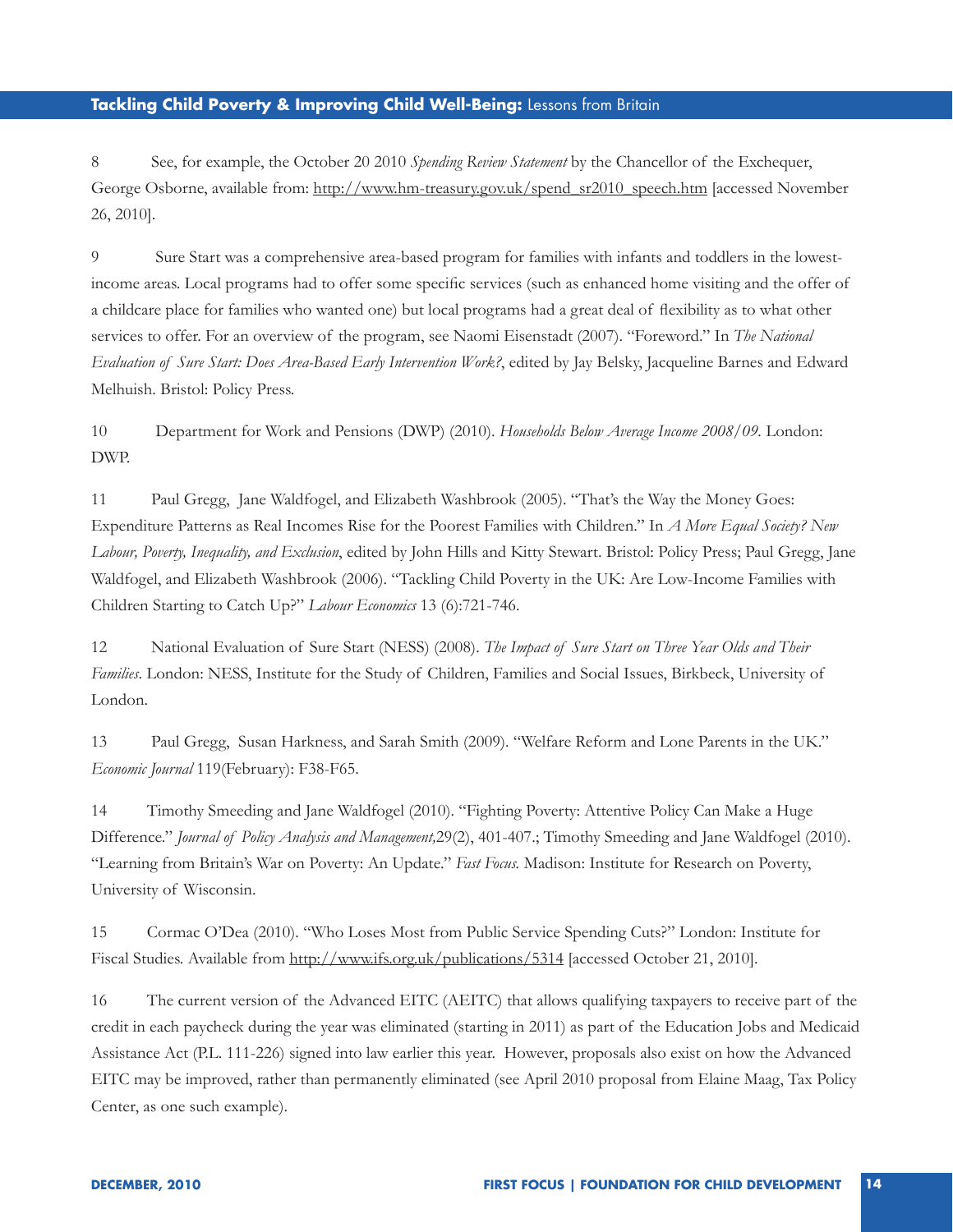8 See, for example, the October 20 2010 *Spending Review Statement* by the Chancellor of the Exchequer, George Osborne, available from: http://www.hm-treasury.gov.uk/spend_sr2010_speech.htm [accessed November 26, 2010].

9 Sure Start was a comprehensive area-based program for families with infants and toddlers in the lowest-income areas. Local programs had to offer some specific services (such as enhanced home visiting and the offer of a childcare place for families who wanted one) but local programs had a great deal of flexibility as to what other services to offer. For an overview of the program, see Naomi Eisenstadt (2007). "Foreword." In *The National Evaluation of Sure Start: Does Area-Based Early Intervention Work?*, edited by Jay Belsky, Jacqueline Barnes and Edward Melhuish. Bristol: Policy Press.

10 Department for Work and Pensions (DWP) (2010). *Households Below Average Income 2008/09*. London: DWP.

11 Paul Gregg, Jane Waldfogel, and Elizabeth Washbrook (2005). "That's the Way the Money Goes: Expenditure Patterns as Real Incomes Rise for the Poorest Families with Children." In *A More Equal Society? New Labour, Poverty, Inequality, and Exclusion*, edited by John Hills and Kitty Stewart. Bristol: Policy Press; Paul Gregg, Jane Waldfogel, and Elizabeth Washbrook (2006). "Tackling Child Poverty in the UK: Are Low-Income Families with Children Starting to Catch Up?" *Labour Economics* 13 (6):721-746.

12 National Evaluation of Sure Start (NESS) (2008). *The Impact of Sure Start on Three Year Olds and Their Families*. London: NESS, Institute for the Study of Children, Families and Social Issues, Birkbeck, University of London.

13 Paul Gregg, Susan Harkness, and Sarah Smith (2009). "Welfare Reform and Lone Parents in the UK." *Economic Journal* 119(February): F38-F65.

14 Timothy Smeeding and Jane Waldfogel (2010). "Fighting Poverty: Attentive Policy Can Make a Huge Difference." *Journal of Policy Analysis and Management,*29(2), 401-407.; Timothy Smeeding and Jane Waldfogel (2010). "Learning from Britain's War on Poverty: An Update." *Fast Focus.* Madison: Institute for Research on Poverty, University of Wisconsin.

15 Cormac O'Dea (2010). "Who Loses Most from Public Service Spending Cuts?" London: Institute for Fiscal Studies. Available from http://www.ifs.org.uk/publications/5314 [accessed October 21, 2010].

16 The current version of the Advanced EITC (AEITC) that allows qualifying taxpayers to receive part of the credit in each paycheck during the year was eliminated (starting in 2011) as part of the Education Jobs and Medicaid Assistance Act (P.L. 111-226) signed into law earlier this year. However, proposals also exist on how the Advanced EITC may be improved, rather than permanently eliminated (see April 2010 proposal from Elaine Maag, Tax Policy Center, as one such example).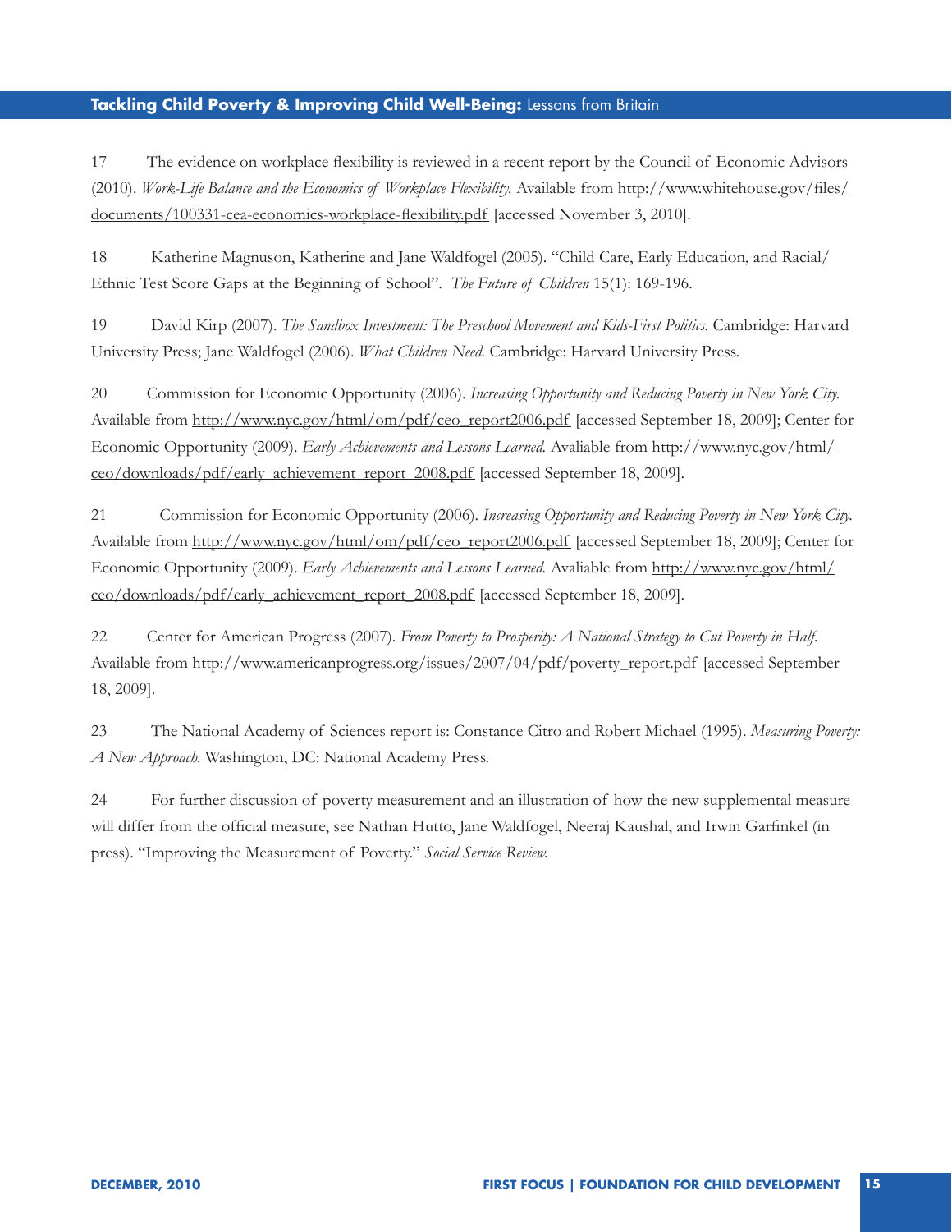17 The evidence on workplace flexibility is reviewed in a recent report by the Council of Economic Advisors (2010). *Work-Life Balance and the Economics of Workplace Flexibility.* Available from http://www.whitehouse.gov/files/documents/100331-cea-economics-workplace-flexibility.pdf [accessed November 3, 2010].

18 Katherine Magnuson, Katherine and Jane Waldfogel (2005). "Child Care, Early Education, and Racial/Ethnic Test Score Gaps at the Beginning of School". *The Future of Children* 15(1): 169-196.

19 David Kirp (2007). *The Sandbox Investment: The Preschool Movement and Kids-First Politics.* Cambridge: Harvard University Press; Jane Waldfogel (2006). *What Children Need.* Cambridge: Harvard University Press.

20 Commission for Economic Opportunity (2006). *Increasing Opportunity and Reducing Poverty in New York City.* Available from http://www.nyc.gov/html/om/pdf/ceo_report2006.pdf [accessed September 18, 2009]; Center for Economic Opportunity (2009). *Early Achievements and Lessons Learned.* Avaliable from http://www.nyc.gov/html/ceo/downloads/pdf/early_achievement_report_2008.pdf [accessed September 18, 2009].

21 Commission for Economic Opportunity (2006). *Increasing Opportunity and Reducing Poverty in New York City.* Available from http://www.nyc.gov/html/om/pdf/ceo_report2006.pdf [accessed September 18, 2009]; Center for Economic Opportunity (2009). *Early Achievements and Lessons Learned.* Avaliable from http://www.nyc.gov/html/ceo/downloads/pdf/early_achievement_report_2008.pdf [accessed September 18, 2009].

22 Center for American Progress (2007). *From Poverty to Prosperity: A National Strategy to Cut Poverty in Half.* Available from http://www.americanprogress.org/issues/2007/04/pdf/poverty_report.pdf [accessed September 18, 2009].

23 The National Academy of Sciences report is: Constance Citro and Robert Michael (1995). *Measuring Poverty: A New Approach.* Washington, DC: National Academy Press.

24 For further discussion of poverty measurement and an illustration of how the new supplemental measure will differ from the official measure, see Nathan Hutto, Jane Waldfogel, Neeraj Kaushal, and Irwin Garfinkel (in press). "Improving the Measurement of Poverty." *Social Service Review.*